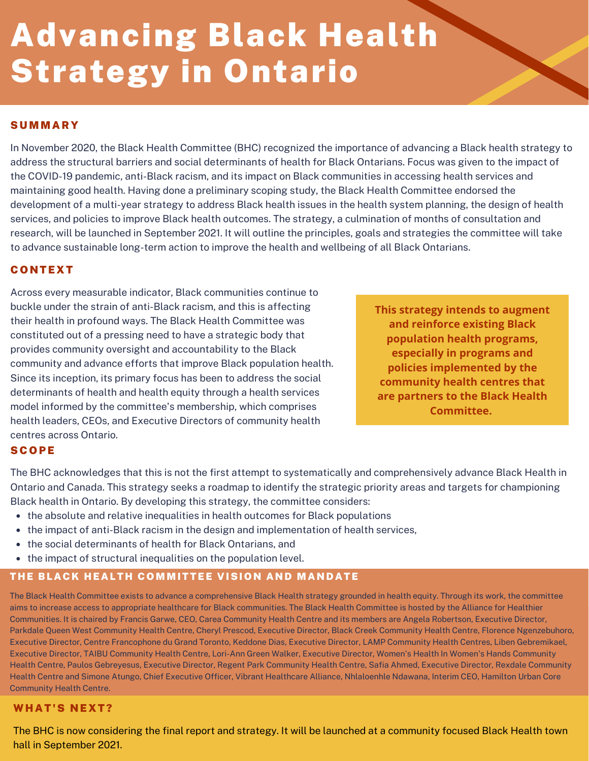# Advancing Black Health Strategy in Ontario

## SUMMARY

In November 2020, the Black Health Committee (BHC) recognized the importance of advancing a Black health strategy to address the structural barriers and social determinants of health for Black Ontarians. Focus was given to the impact of the COVID-19 pandemic, anti-Black racism, and its impact on Black communities in accessing health services and maintaining good health. Having done a preliminary scoping study, the Black Health Committee endorsed the development of a multi-year strategy to address Black health issues in the health system planning, the design of health services, and policies to improve Black health outcomes. The strategy, a culmination of months of consultation and research, will be launched in September 2021. It will outline the principles, goals and strategies the committee will take to advance sustainable long-term action to improve the health and wellbeing of all Black Ontarians.

## CONTEXT

Across every measurable indicator, Black communities continue to buckle under the strain of anti-Black racism, and this is affecting their health in profound ways. The Black Health Committee was constituted out of a pressing need to have a strategic body that provides community oversight and accountability to the Black community and advance efforts that improve Black population health. Since its inception, its primary focus has been to address the social determinants of health and health equity through a health services model informed by the committee's membership, which comprises health leaders, CEOs, and Executive Directors of community health centres across Ontario.

**This strategy intends to augment and reinforce existing Black population health programs, especially in programs and policies implemented by the community health centres that are partners to the Black Health Committee.**

## SCOPE

The BHC acknowledges that this is not the first attempt to systematically and comprehensively advance Black Health in Ontario and Canada. This strategy seeks a roadmap to identify the strategic priority areas and targets for championing Black health in Ontario. By developing this strategy, the committee considers:

- the absolute and relative inequalities in health outcomes for Black populations
- the impact of anti-Black racism in the design and implementation of health services,
- the social determinants of health for Black Ontarians, and
- the impact of structural inequalities on the population level.

## THE BLACK HEALTH COMMITTEE VISION AND MANDATE

The Black Health Committee exists to advance a comprehensive Black Health strategy grounded in health equity. Through its work, the committee aims to increase access to appropriate healthcare for Black communities. The Black Health Committee is hosted by the Alliance for Healthier Communities. It is chaired by Francis Garwe, CEO, Carea Community Health Centre and its members are Angela Robertson, Executive Director, Parkdale Queen West Community Health Centre, Cheryl Prescod, Executive Director, Black Creek Community Health Centre, Florence Ngenzebuhoro, Executive Director, Centre Francophone du Grand Toronto, Keddone Dias, Executive Director, LAMP Community Health Centres, Liben Gebremikael, Executive Director, TAIBU Community Health Centre, Lori-Ann Green Walker, Executive Director, Women's Health In Women's Hands Community Health Centre, Paulos Gebreyesus, Executive Director, Regent Park Community Health Centre, Safia Ahmed, Executive Director, Rexdale Community Health Centre and Simone Atungo, Chief Executive Officer, Vibrant Healthcare Alliance, Nhlaloenhle Ndawana, Interim CEO, Hamilton Urban Core Community Health Centre.

## WHAT'S NEXT?

The BHC is now considering the final report and strategy. It will be launched at a community focused Black Health town hall in September 2021.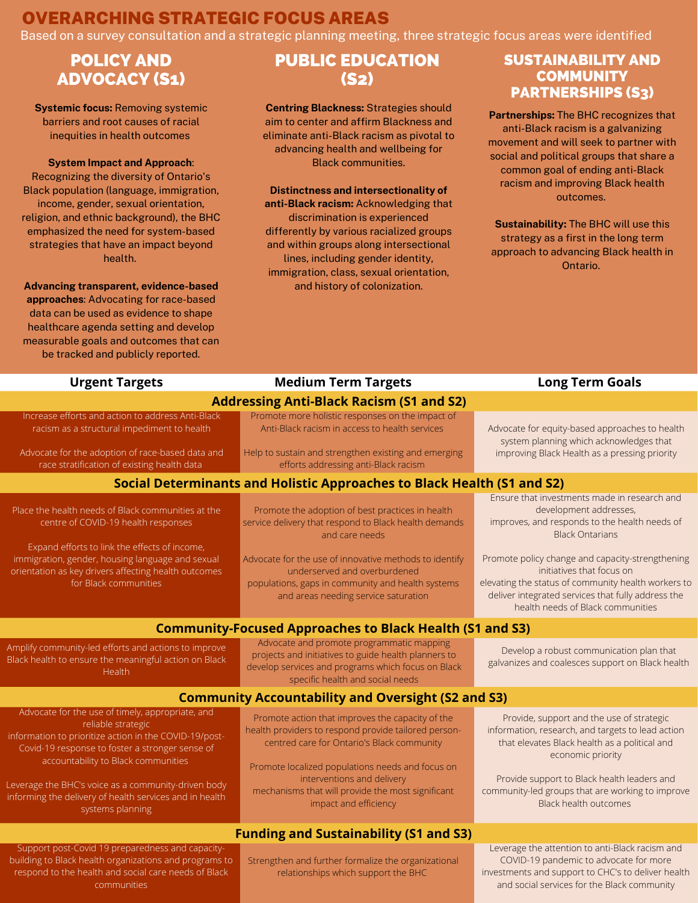# OVERARCHING STRATEGIC FOCUS AREAS

Based on a survey consultation and a strategic planning meeting, three strategic focus areas were identified

## POLICY AND ADVOCACY (S1)

**Systemic focus:** Removing systemic barriers and root causes of racial inequities in health outcomes

**System Impact and Approach**: Recognizing the diversity of Ontario's Black population (language, immigration, income, gender, sexual orientation, religion, and ethnic background), the BHC emphasized the need for system-based strategies that have an impact beyond health.

**Advancing transparent, evidence-based approaches**: Advocating for race-based data can be used as evidence to shape healthcare agenda setting and develop measurable goals and outcomes that can be tracked and publicly reported.

## PUBLIC EDUCATION (S2)

**Centring Blackness:** Strategies should aim to center and affirm Blackness and eliminate anti-Black racism as pivotal to advancing health and wellbeing for Black communities.

**Distinctness and intersectionality of anti-Black racism:** Acknowledging that discrimination is experienced differently by various racialized groups and within groups along intersectional lines, including gender identity, immigration, class, sexual orientation, and history of colonization.

## SUSTAINABILITY AND COMMUNITY PARTNERSHIPS (S3)

**Partnerships:** The BHC recognizes that anti-Black racism is a galvanizing movement and will seek to partner with social and political groups that share a common goal of ending anti-Black racism and improving Black health outcomes.

**Sustainability:** The BHC will use this strategy as a first in the long term approach to advancing Black health in Ontario.

| Urgent Targets | Medium Term Targets | Long Term Goals |
|---|---|---|
| **Addressing Anti-Black Racism (S1 and S2)** | | |
| Increase efforts and action to address Anti-Black racism as a structural impediment to health<br><br>Advocate for the adoption of race-based data and race stratification of existing health data | Promote more holistic responses on the impact of Anti-Black racism in access to health services<br><br>Help to sustain and strengthen existing and emerging efforts addressing anti-Black racism | Advocate for equity-based approaches to health system planning which acknowledges that improving Black Health as a pressing priority |
| **Social Determinants and Holistic Approaches to Black Health (S1 and S2)** | | |
| Place the health needs of Black communities at the centre of COVID-19 health responses<br><br>Expand efforts to link the effects of income, immigration, gender, housing language and sexual orientation as key drivers affecting health outcomes for Black communities | Promote the adoption of best practices in health service delivery that respond to Black health demands and care needs<br><br>Advocate for the use of innovative methods to identify underserved and overburdened populations, gaps in community and health systems and areas needing service saturation | Ensure that investments made in research and development addresses, improves, and responds to the health needs of Black Ontarians<br><br>Promote policy change and capacity-strengthening initiatives that focus on elevating the status of community health workers to deliver integrated services that fully address the health needs of Black communities |
| **Community-Focused Approaches to Black Health (S1 and S3)** | | |
| Amplify community-led efforts and actions to improve Black health to ensure the meaningful action on Black Health | Advocate and promote programmatic mapping projects and initiatives to guide health planners to develop services and programs which focus on Black specific health and social needs | Develop a robust communication plan that galvanizes and coalesces support on Black health |
| **Community Accountability and Oversight (S2 and S3)** | | |
| Advocate for the use of timely, appropriate, and reliable strategic information to prioritize action in the COVID-19/post-Covid-19 response to foster a stronger sense of accountability to Black communities<br><br>Leverage the BHC's voice as a community-driven body informing the delivery of health services and in health systems planning | Promote action that improves the capacity of the health providers to respond provide tailored person-centred care for Ontario's Black community<br><br>Promote localized populations needs and focus on interventions and delivery mechanisms that will provide the most significant impact and efficiency | Provide, support and the use of strategic information, research, and targets to lead action that elevates Black health as a political and economic priority<br><br>Provide support to Black health leaders and community-led groups that are working to improve Black health outcomes |
| **Funding and Sustainability (S1 and S3)** | | |
| Support post-Covid 19 preparedness and capacity-building to Black health organizations and programs to respond to the health and social care needs of Black communities | Strengthen and further formalize the organizational relationships which support the BHC | Leverage the attention to anti-Black racism and COVID-19 pandemic to advocate for more investments and support to CHC's to deliver health and social services for the Black community |